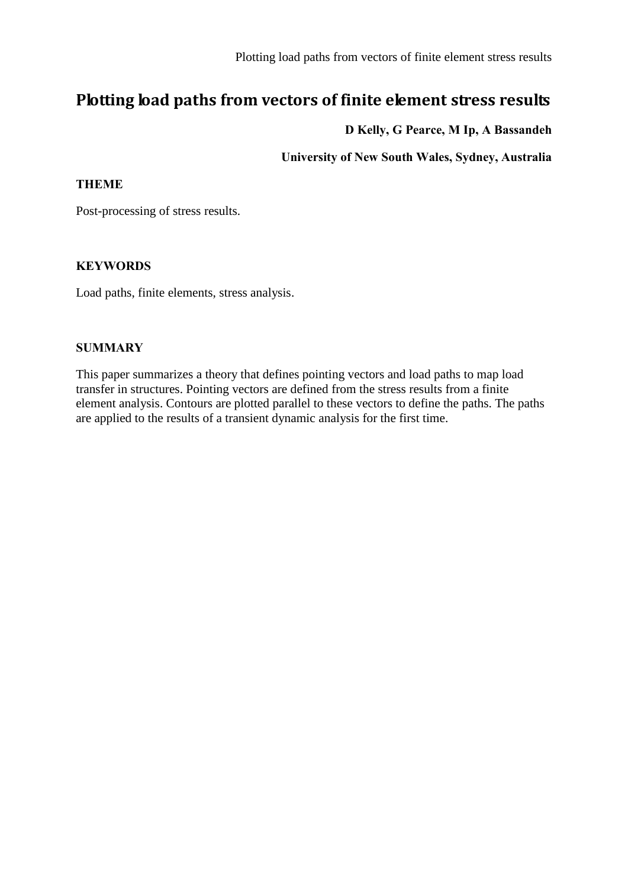# Plotting load paths from vectors of finite element stress results

**D Kelly, G Pearce, M Ip, A Bassandeh**

**University of New South Wales, Sydney, Australia**

**THEME**

Post-processing of stress results.

**KEYWORDS**

Load paths, finite elements, stress analysis.

**SUMMARY**

This paper summarizes a theory that defines pointing vectors and load paths to map load transfer in structures. Pointing vectors are defined from the stress results from a finite element analysis. Contours are plotted parallel to these vectors to define the paths. The paths are applied to the results of a transient dynamic analysis for the first time.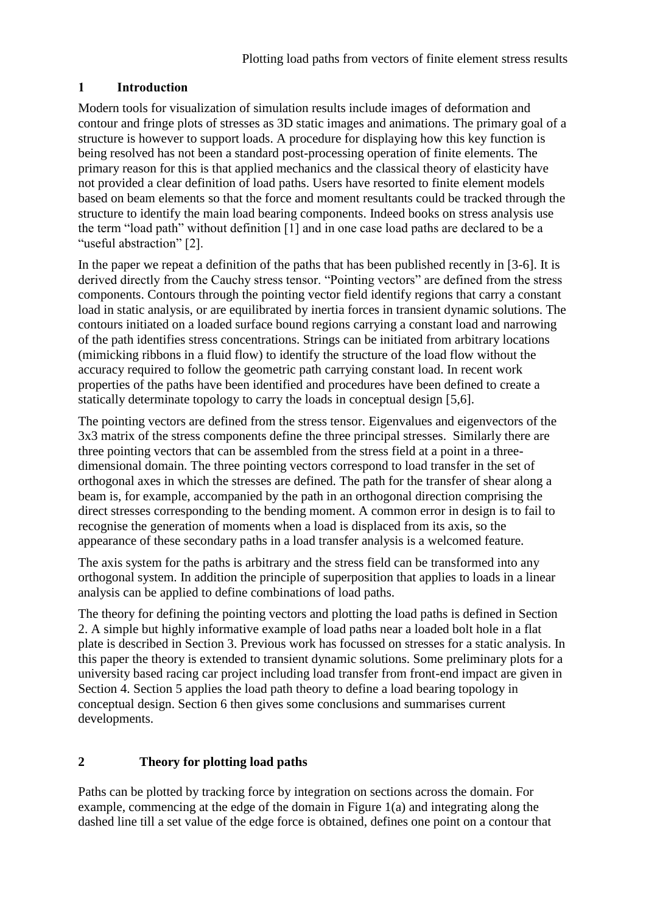## 1 Introduction

Modern tools for visualization of simulation results include images of deformation and contour and fringe plots of stresses as 3D static images and animations. The primary goal of a structure is however to support loads. A procedure for displaying how this key function is being resolved has not been a standard post-processing operation of finite elements. The primary reason for this is that applied mechanics and the classical theory of elasticity have not provided a clear definition of load paths. Users have resorted to finite element models based on beam elements so that the force and moment resultants could be tracked through the structure to identify the main load bearing components. Indeed books on stress analysis use the term "load path" without definition [1] and in one case load paths are declared to be a "useful abstraction" [2].

In the paper we repeat a definition of the paths that has been published recently in [3-6]. It is derived directly from the Cauchy stress tensor. "Pointing vectors" are defined from the stress components. Contours through the pointing vector field identify regions that carry a constant load in static analysis, or are equilibrated by inertia forces in transient dynamic solutions. The contours initiated on a loaded surface bound regions carrying a constant load and narrowing of the path identifies stress concentrations. Strings can be initiated from arbitrary locations (mimicking ribbons in a fluid flow) to identify the structure of the load flow without the accuracy required to follow the geometric path carrying constant load. In recent work properties of the paths have been identified and procedures have been defined to create a statically determinate topology to carry the loads in conceptual design [5,6].

The pointing vectors are defined from the stress tensor. Eigenvalues and eigenvectors of the 3x3 matrix of the stress components define the three principal stresses. Similarly there are three pointing vectors that can be assembled from the stress field at a point in a three-dimensional domain. The three pointing vectors correspond to load transfer in the set of orthogonal axes in which the stresses are defined. The path for the transfer of shear along a beam is, for example, accompanied by the path in an orthogonal direction comprising the direct stresses corresponding to the bending moment. A common error in design is to fail to recognise the generation of moments when a load is displaced from its axis, so the appearance of these secondary paths in a load transfer analysis is a welcomed feature.

The axis system for the paths is arbitrary and the stress field can be transformed into any orthogonal system. In addition the principle of superposition that applies to loads in a linear analysis can be applied to define combinations of load paths.

The theory for defining the pointing vectors and plotting the load paths is defined in Section 2. A simple but highly informative example of load paths near a loaded bolt hole in a flat plate is described in Section 3. Previous work has focussed on stresses for a static analysis. In this paper the theory is extended to transient dynamic solutions. Some preliminary plots for a university based racing car project including load transfer from front-end impact are given in Section 4. Section 5 applies the load path theory to define a load bearing topology in conceptual design. Section 6 then gives some conclusions and summarises current developments.

## 2 Theory for plotting load paths

Paths can be plotted by tracking force by integration on sections across the domain. For example, commencing at the edge of the domain in Figure 1(a) and integrating along the dashed line till a set value of the edge force is obtained, defines one point on a contour that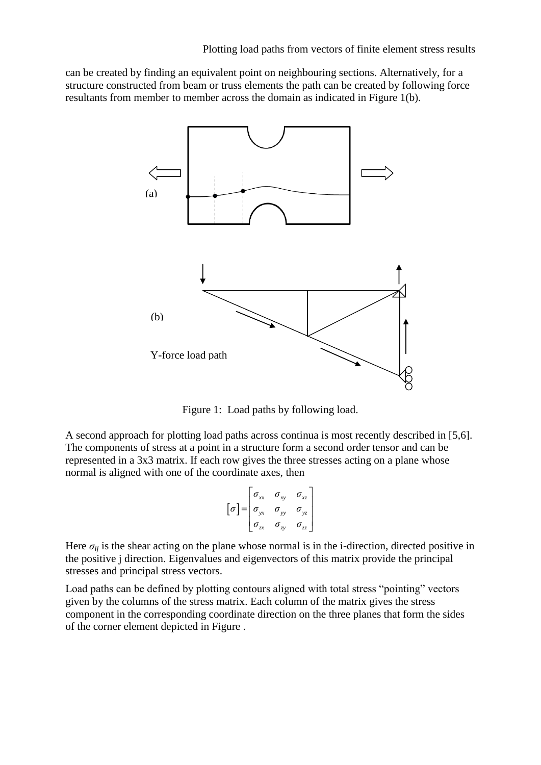can be created by finding an equivalent point on neighbouring sections. Alternatively, for a structure constructed from beam or truss elements the path can be created by following force resultants from member to member across the domain as indicated in Figure 1(b).

(a)

(b)

Y-force load path

Figure 1: Load paths by following load.

A second approach for plotting load paths across continua is most recently described in [5,6]. The components of stress at a point in a structure form a second order tensor and can be represented in a 3x3 matrix. If each row gives the three stresses acting on a plane whose normal is aligned with one of the coordinate axes, then

$$[\sigma] = \begin{bmatrix} \sigma_{xx} & \sigma_{xy} & \sigma_{xz} \\ \sigma_{yx} & \sigma_{yy} & \sigma_{yz} \\ \sigma_{zx} & \sigma_{zy} & \sigma_{zz} \end{bmatrix}$$

Here $\sigma_{ij}$ is the shear acting on the plane whose normal is in the i-direction, directed positive in the positive j direction. Eigenvalues and eigenvectors of this matrix provide the principal stresses and principal stress vectors.

Load paths can be defined by plotting contours aligned with total stress "pointing" vectors given by the columns of the stress matrix. Each column of the matrix gives the stress component in the corresponding coordinate direction on the three planes that form the sides of the corner element depicted in Figure .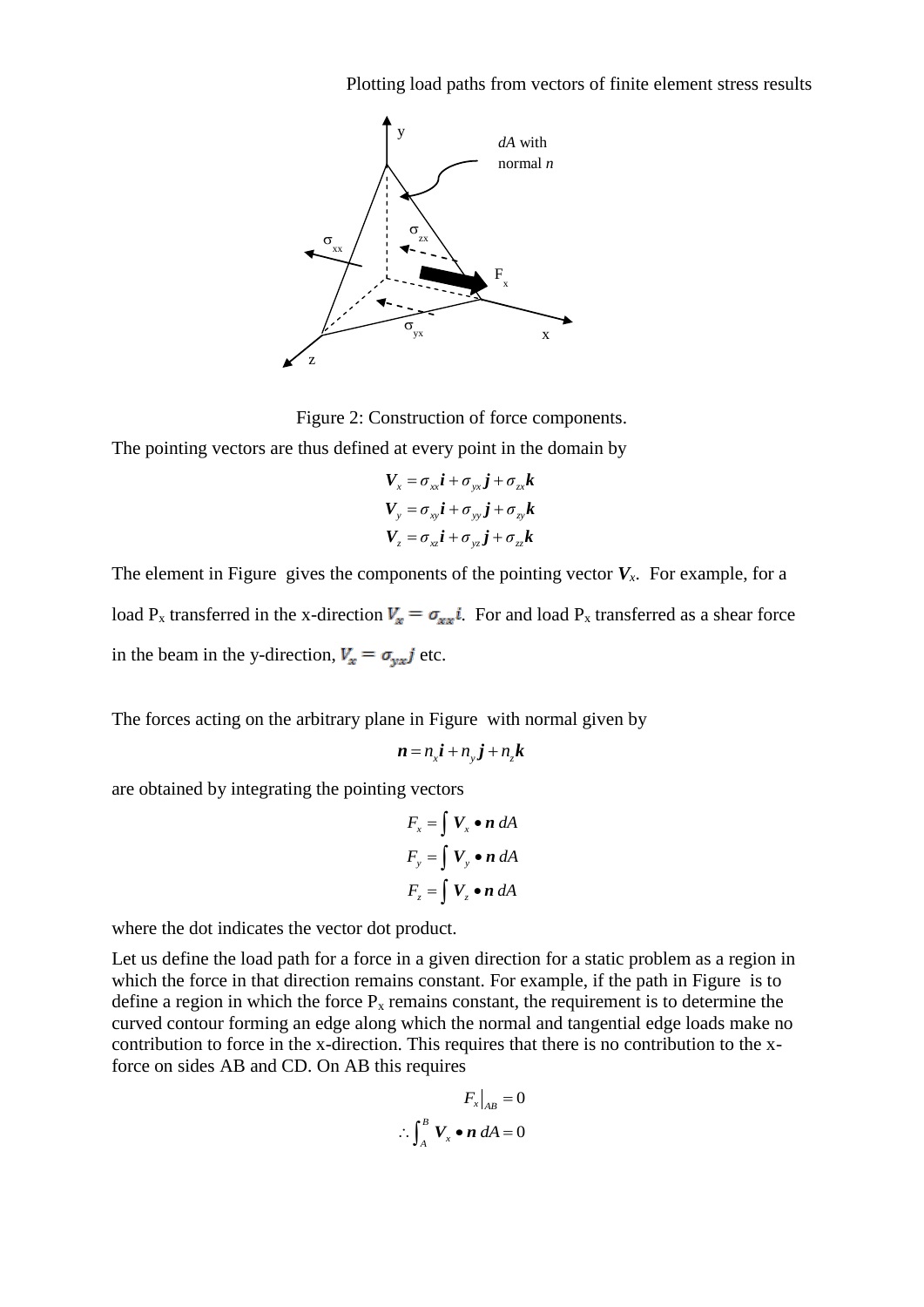Plotting load paths from vectors of finite element stress results

Figure 2: Construction of force components.

The pointing vectors are thus defined at every point in the domain by

$$
\begin{aligned}
\boldsymbol{V}_x &= \sigma_{xx}\boldsymbol{i} + \sigma_{yx}\boldsymbol{j} + \sigma_{zx}\boldsymbol{k} \\
\boldsymbol{V}_y &= \sigma_{xy}\boldsymbol{i} + \sigma_{yy}\boldsymbol{j} + \sigma_{zy}\boldsymbol{k} \\
\boldsymbol{V}_z &= \sigma_{xz}\boldsymbol{i} + \sigma_{yz}\boldsymbol{j} + \sigma_{zz}\boldsymbol{k}
\end{aligned}
$$

The element in Figure gives the components of the pointing vector $\boldsymbol{V}_x$. For example, for a load $P_x$ transferred in the x-direction $\boldsymbol{V}_x = \sigma_{xx}\boldsymbol{i}$. For and load $P_x$ transferred as a shear force in the beam in the y-direction, $\boldsymbol{V}_x = \sigma_{yx}\boldsymbol{j}$ etc.

The forces acting on the arbitrary plane in Figure with normal given by

$$
\boldsymbol{n} = n_x\boldsymbol{i} + n_y\boldsymbol{j} + n_z\boldsymbol{k}
$$

are obtained by integrating the pointing vectors

$$
\begin{aligned}
F_x &= \int \boldsymbol{V}_x \bullet \boldsymbol{n}\, dA \\
F_y &= \int \boldsymbol{V}_y \bullet \boldsymbol{n}\, dA \\
F_z &= \int \boldsymbol{V}_z \bullet \boldsymbol{n}\, dA
\end{aligned}
$$

where the dot indicates the vector dot product.

Let us define the load path for a force in a given direction for a static problem as a region in which the force in that direction remains constant. For example, if the path in Figure is to define a region in which the force $P_x$ remains constant, the requirement is to determine the curved contour forming an edge along which the normal and tangential edge loads make no contribution to force in the x-direction. This requires that there is no contribution to the x-force on sides AB and CD. On AB this requires

$$
\begin{aligned}
F_x\big|_{AB} &= 0 \\
\therefore \int_A^B \boldsymbol{V}_x \bullet \boldsymbol{n}\, dA &= 0
\end{aligned}
$$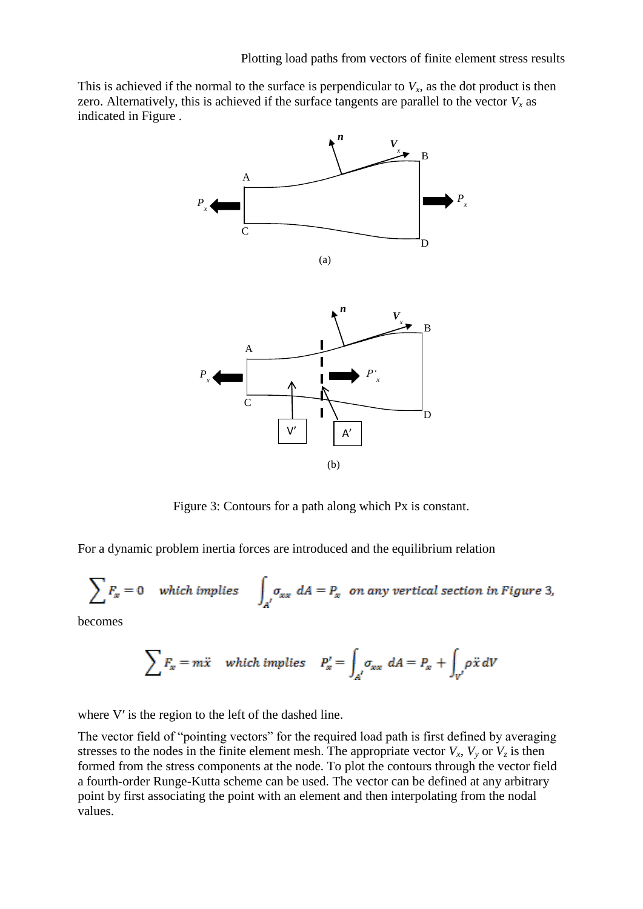This is achieved if the normal to the surface is perpendicular to $V_x$, as the dot product is then zero. Alternatively, this is achieved if the surface tangents are parallel to the vector $V_x$ as indicated in Figure .

Figure 3: Contours for a path along which Px is constant.

For a dynamic problem inertia forces are introduced and the equilibrium relation

$$\sum F_x = 0 \quad \text{which implies} \quad \int_{A'} \sigma_{xx} \, dA = P_x \;\; \text{on any vertical section in Figure 3,}$$

becomes

$$\sum F_x = m\ddot{x} \quad \text{which implies} \quad P'_x = \int_{A'} \sigma_{xx} \, dA = P_x + \int_{V'} \rho \ddot{x} \, dV$$

where V′ is the region to the left of the dashed line.

The vector field of "pointing vectors" for the required load path is first defined by averaging stresses to the nodes in the finite element mesh. The appropriate vector $V_x$, $V_y$ or $V_z$ is then formed from the stress components at the node. To plot the contours through the vector field a fourth-order Runge-Kutta scheme can be used. The vector can be defined at any arbitrary point by first associating the point with an element and then interpolating from the nodal values.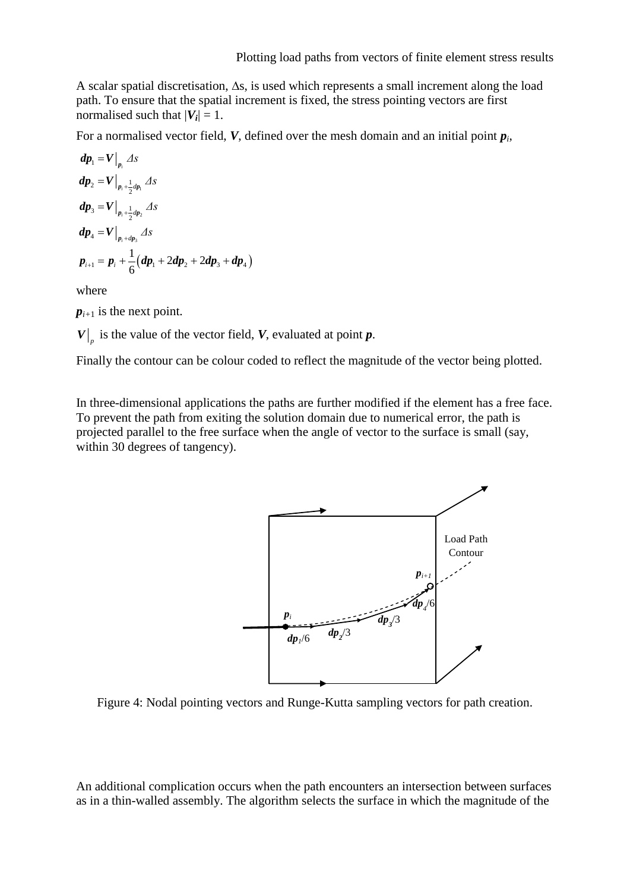A scalar spatial discretisation, $\Delta s$, is used which represents a small increment along the load path. To ensure that the spatial increment is fixed, the stress pointing vectors are first normalised such that $|\boldsymbol{V_i}| = 1$.

For a normalised vector field, $\boldsymbol{V}$, defined over the mesh domain and an initial point $\boldsymbol{p}_i$,

$$\boldsymbol{dp}_1 = \boldsymbol{V}\big|_{\boldsymbol{p}_i} \Delta s$$

$$\boldsymbol{dp}_2 = \boldsymbol{V}\big|_{\boldsymbol{p}_i + \frac{1}{2}\boldsymbol{dp}_1} \Delta s$$

$$\boldsymbol{dp}_3 = \boldsymbol{V}\big|_{\boldsymbol{p}_i + \frac{1}{2}\boldsymbol{dp}_2} \Delta s$$

$$\boldsymbol{dp}_4 = \boldsymbol{V}\big|_{\boldsymbol{p}_i + \boldsymbol{dp}_3} \Delta s$$

$$\boldsymbol{p}_{i+1} = \boldsymbol{p}_i + \frac{1}{6}\left(\boldsymbol{dp}_1 + 2\boldsymbol{dp}_2 + 2\boldsymbol{dp}_3 + \boldsymbol{dp}_4\right)$$

where

$\boldsymbol{p}_{i+1}$ is the next point.

$\boldsymbol{V}\big|_p$ is the value of the vector field, $\boldsymbol{V}$, evaluated at point $\boldsymbol{p}$.

Finally the contour can be colour coded to reflect the magnitude of the vector being plotted.

In three-dimensional applications the paths are further modified if the element has a free face. To prevent the path from exiting the solution domain due to numerical error, the path is projected parallel to the free surface when the angle of vector to the surface is small (say, within 30 degrees of tangency).

Figure 4: Nodal pointing vectors and Runge-Kutta sampling vectors for path creation.

An additional complication occurs when the path encounters an intersection between surfaces as in a thin-walled assembly. The algorithm selects the surface in which the magnitude of the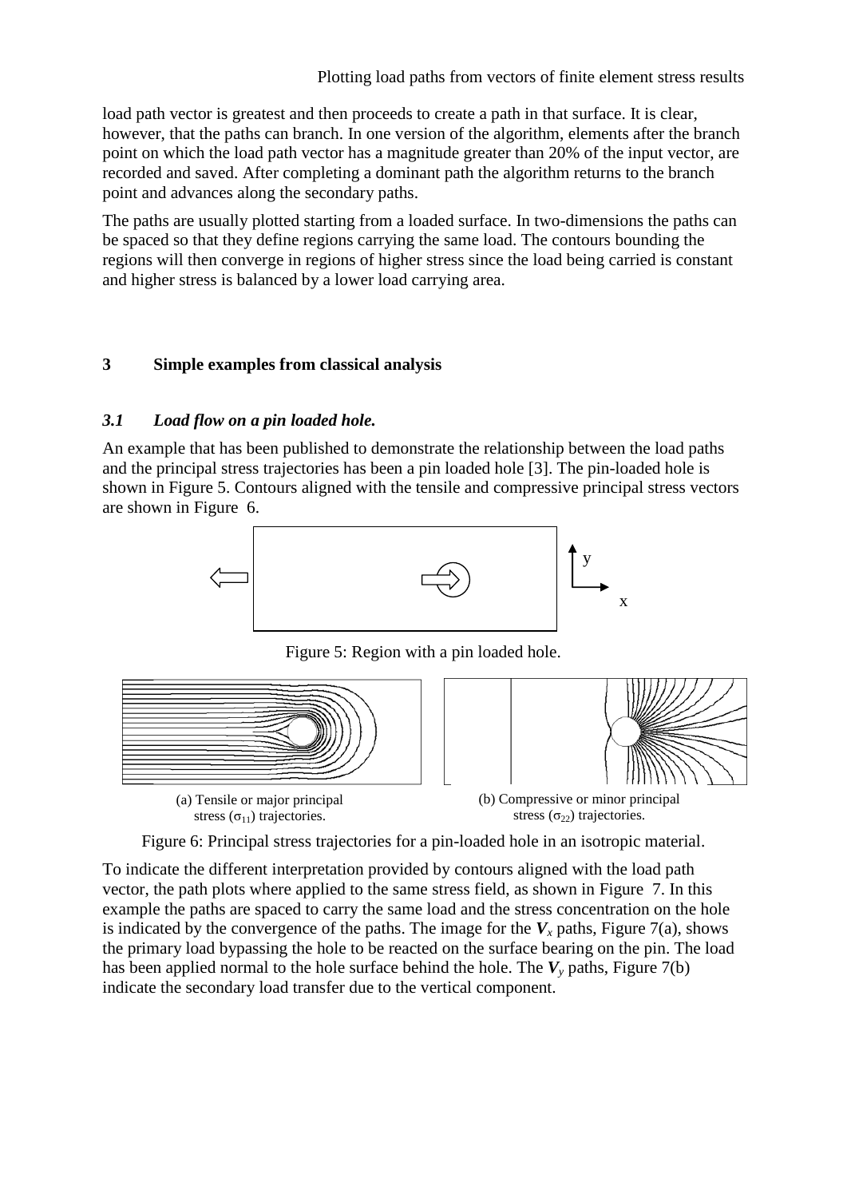load path vector is greatest and then proceeds to create a path in that surface. It is clear, however, that the paths can branch. In one version of the algorithm, elements after the branch point on which the load path vector has a magnitude greater than 20% of the input vector, are recorded and saved. After completing a dominant path the algorithm returns to the branch point and advances along the secondary paths.

The paths are usually plotted starting from a loaded surface. In two-dimensions the paths can be spaced so that they define regions carrying the same load. The contours bounding the regions will then converge in regions of higher stress since the load being carried is constant and higher stress is balanced by a lower load carrying area.

## 3 Simple examples from classical analysis

### *3.1 Load flow on a pin loaded hole.*

An example that has been published to demonstrate the relationship between the load paths and the principal stress trajectories has been a pin loaded hole [3]. The pin-loaded hole is shown in Figure 5. Contours aligned with the tensile and compressive principal stress vectors are shown in Figure 6.

Figure 5: Region with a pin loaded hole.

(a) Tensile or major principal stress ($\sigma_{11}$) trajectories.

(b) Compressive or minor principal stress ($\sigma_{22}$) trajectories.

Figure 6: Principal stress trajectories for a pin-loaded hole in an isotropic material.

To indicate the different interpretation provided by contours aligned with the load path vector, the path plots where applied to the same stress field, as shown in Figure 7. In this example the paths are spaced to carry the same load and the stress concentration on the hole is indicated by the convergence of the paths. The image for the $\boldsymbol{V}_x$ paths, Figure 7(a), shows the primary load bypassing the hole to be reacted on the surface bearing on the pin. The load has been applied normal to the hole surface behind the hole. The $\boldsymbol{V}_y$ paths, Figure 7(b) indicate the secondary load transfer due to the vertical component.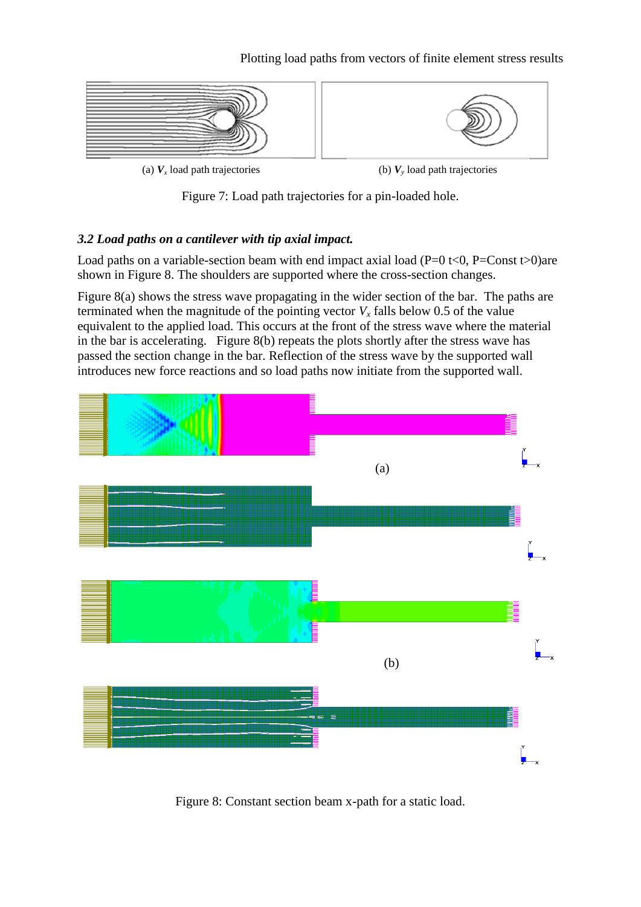(a) $\boldsymbol{V}_x$ load path trajectories

(b) $\boldsymbol{V}_y$ load path trajectories

Figure 7: Load path trajectories for a pin-loaded hole.

### *3.2 Load paths on a cantilever with tip axial impact.*

Load paths on a variable-section beam with end impact axial load (P=0 t<0, P=Const t>0)are shown in Figure 8. The shoulders are supported where the cross-section changes.

Figure 8(a) shows the stress wave propagating in the wider section of the bar. The paths are terminated when the magnitude of the pointing vector $V_x$ falls below 0.5 of the value equivalent to the applied load. This occurs at the front of the stress wave where the material in the bar is accelerating. Figure 8(b) repeats the plots shortly after the stress wave has passed the section change in the bar. Reflection of the stress wave by the supported wall introduces new force reactions and so load paths now initiate from the supported wall.

(a)

(b)

Figure 8: Constant section beam x-path for a static load.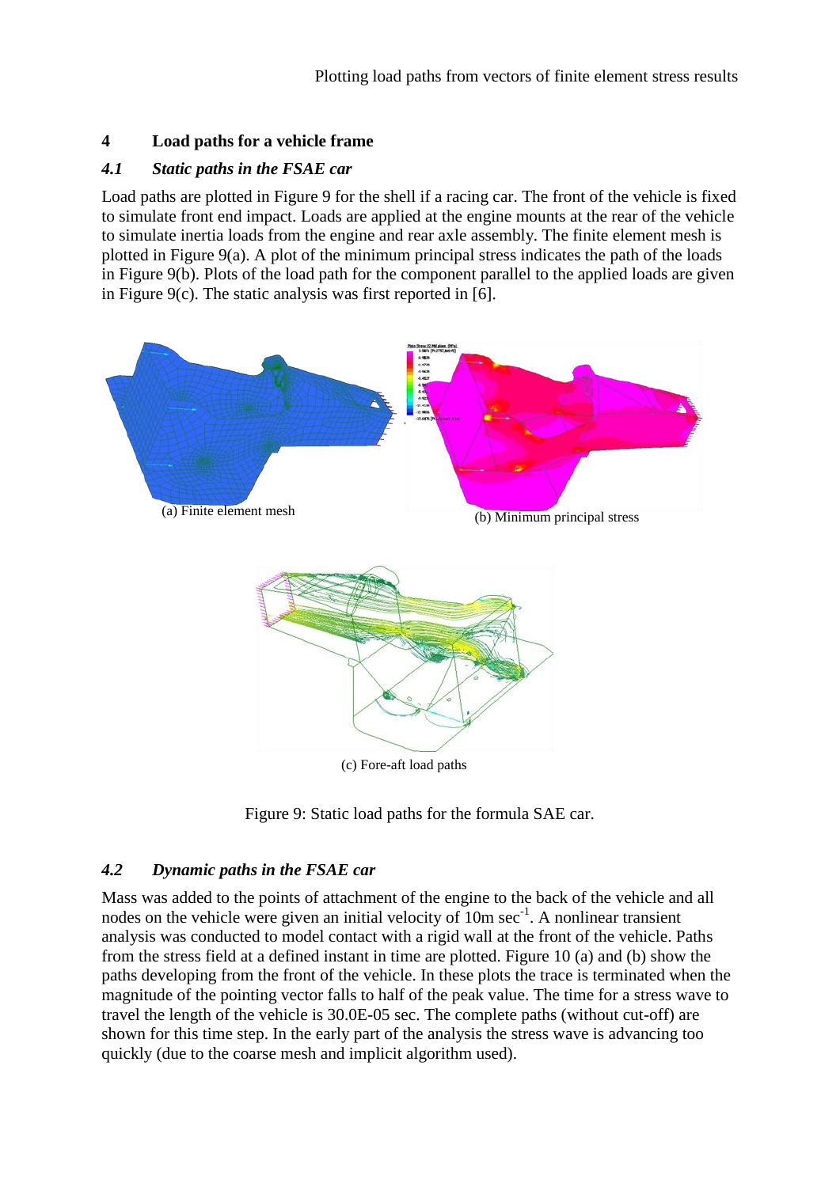## 4 Load paths for a vehicle frame

### *4.1 Static paths in the FSAE car*

Load paths are plotted in Figure 9 for the shell if a racing car. The front of the vehicle is fixed to simulate front end impact. Loads are applied at the engine mounts at the rear of the vehicle to simulate inertia loads from the engine and rear axle assembly. The finite element mesh is plotted in Figure 9(a). A plot of the minimum principal stress indicates the path of the loads in Figure 9(b). Plots of the load path for the component parallel to the applied loads are given in Figure 9(c). The static analysis was first reported in [6].

(a) Finite element mesh

(b) Minimum principal stress

(c) Fore-aft load paths

Figure 9: Static load paths for the formula SAE car.

### *4.2 Dynamic paths in the FSAE car*

Mass was added to the points of attachment of the engine to the back of the vehicle and all nodes on the vehicle were given an initial velocity of 10m $sec^{-1}$. A nonlinear transient analysis was conducted to model contact with a rigid wall at the front of the vehicle. Paths from the stress field at a defined instant in time are plotted. Figure 10 (a) and (b) show the paths developing from the front of the vehicle. In these plots the trace is terminated when the magnitude of the pointing vector falls to half of the peak value. The time for a stress wave to travel the length of the vehicle is 30.0E-05 sec. The complete paths (without cut-off) are shown for this time step. In the early part of the analysis the stress wave is advancing too quickly (due to the coarse mesh and implicit algorithm used).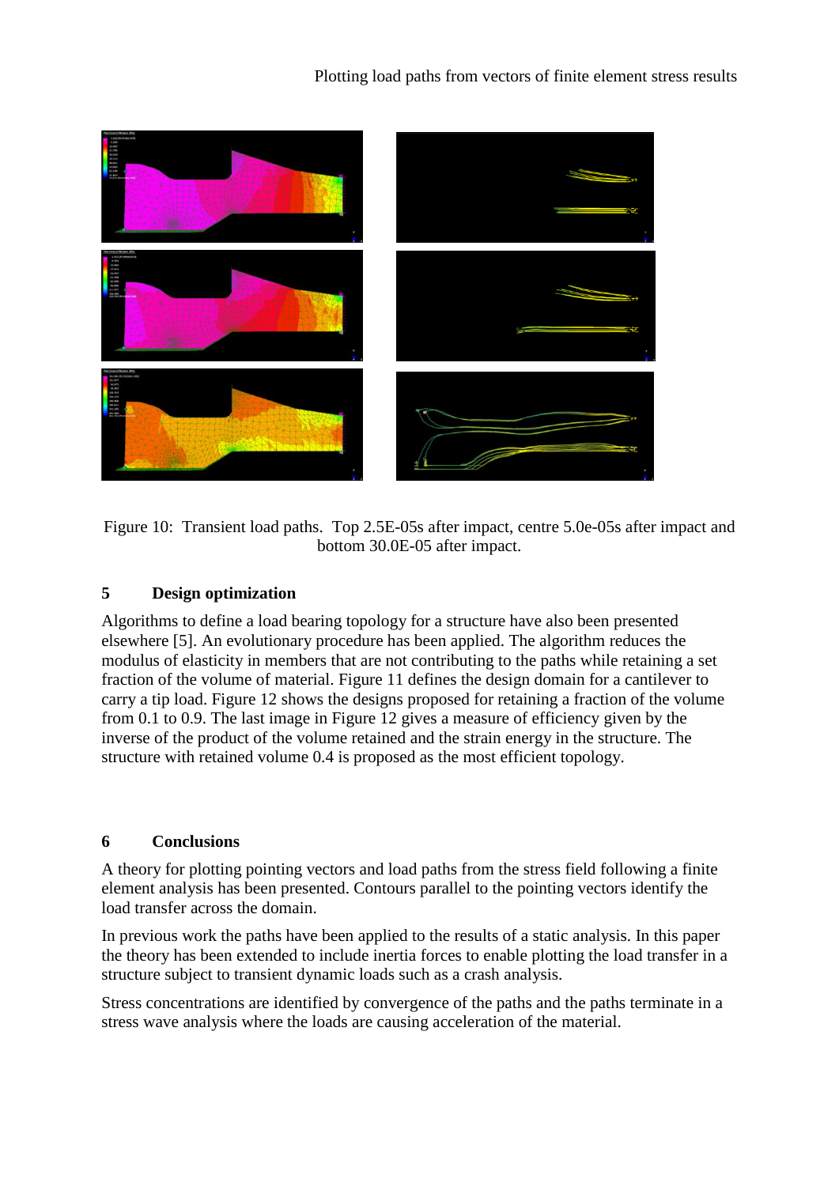Figure 10: Transient load paths. Top 2.5E-05s after impact, centre 5.0e-05s after impact and bottom 30.0E-05 after impact.

## 5 Design optimization

Algorithms to define a load bearing topology for a structure have also been presented elsewhere [5]. An evolutionary procedure has been applied. The algorithm reduces the modulus of elasticity in members that are not contributing to the paths while retaining a set fraction of the volume of material. Figure 11 defines the design domain for a cantilever to carry a tip load. Figure 12 shows the designs proposed for retaining a fraction of the volume from 0.1 to 0.9. The last image in Figure 12 gives a measure of efficiency given by the inverse of the product of the volume retained and the strain energy in the structure. The structure with retained volume 0.4 is proposed as the most efficient topology.

## 6 Conclusions

A theory for plotting pointing vectors and load paths from the stress field following a finite element analysis has been presented. Contours parallel to the pointing vectors identify the load transfer across the domain.

In previous work the paths have been applied to the results of a static analysis. In this paper the theory has been extended to include inertia forces to enable plotting the load transfer in a structure subject to transient dynamic loads such as a crash analysis.

Stress concentrations are identified by convergence of the paths and the paths terminate in a stress wave analysis where the loads are causing acceleration of the material.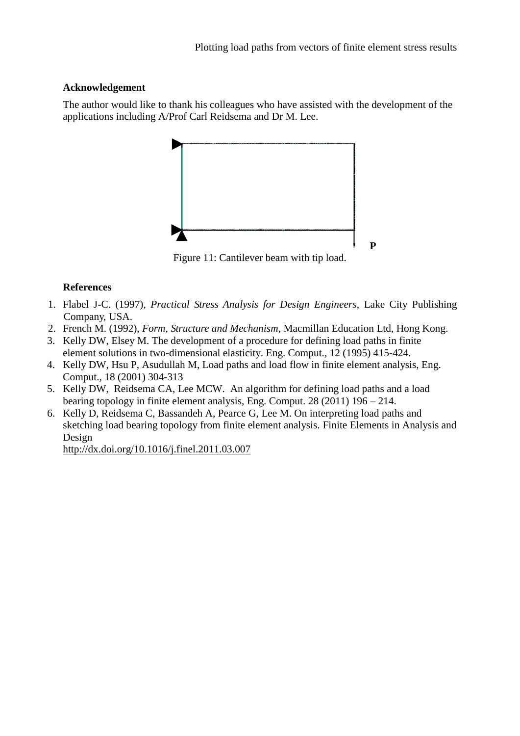### Acknowledgement

The author would like to thank his colleagues who have assisted with the development of the applications including A/Prof Carl Reidsema and Dr M. Lee.

P

Figure 11: Cantilever beam with tip load.

### References

1. Flabel J-C. (1997), *Practical Stress Analysis for Design Engineers*, Lake City Publishing Company, USA.
2. French M. (1992), *Form, Structure and Mechanism*, Macmillan Education Ltd, Hong Kong.
3. Kelly DW, Elsey M. The development of a procedure for defining load paths in finite element solutions in two-dimensional elasticity. Eng. Comput., 12 (1995) 415-424.
4. Kelly DW, Hsu P, Asudullah M, Load paths and load flow in finite element analysis, Eng. Comput., 18 (2001) 304-313
5. Kelly DW, Reidsema CA, Lee MCW. An algorithm for defining load paths and a load bearing topology in finite element analysis, Eng. Comput. 28 (2011) 196 – 214.
6. Kelly D, Reidsema C, Bassandeh A, Pearce G, Lee M. On interpreting load paths and sketching load bearing topology from finite element analysis. Finite Elements in Analysis and Design
   http://dx.doi.org/10.1016/j.finel.2011.03.007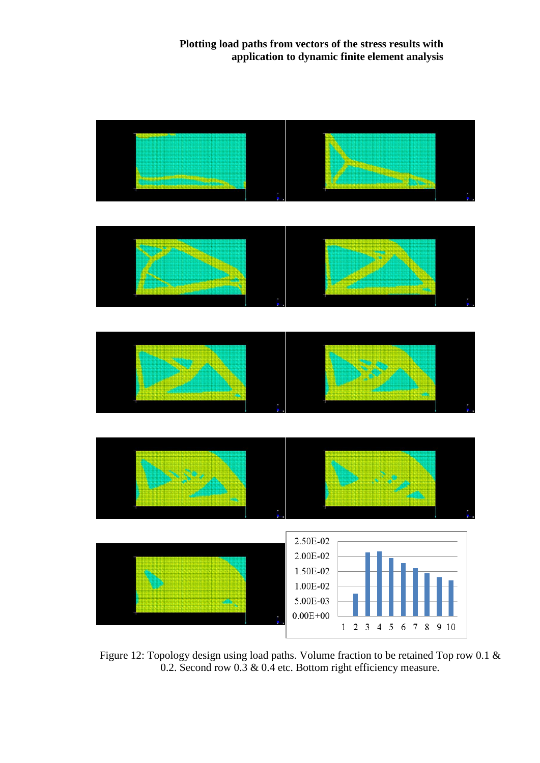2.50E-02
2.00E-02
1.50E-02
1.00E-02
5.00E-03
0.00E+00
1 2 3 4 5 6 7 8 9 10

Figure 12: Topology design using load paths. Volume fraction to be retained Top row 0.1 & 0.2. Second row 0.3 & 0.4 etc. Bottom right efficiency measure.